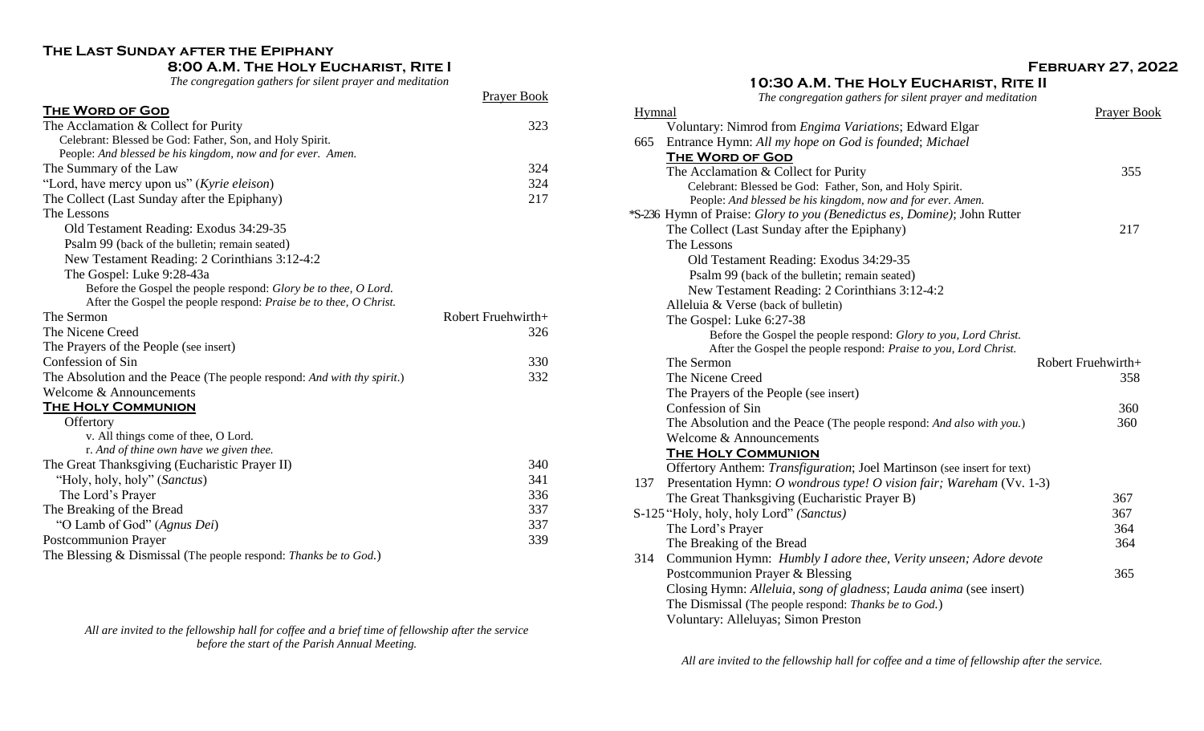## The Last Sunday after the Epiphany

### 8:00 A.M. The Holy Eucharist, Rite I

*The congregation gathers for silent prayer and meditation*

| | Prayer Book |
|---|---|
| **The Word of God** | |
| The Acclamation & Collect for Purity | 323 |
| Celebrant: Blessed be God: Father, Son, and Holy Spirit. | |
| People: *And blessed be his kingdom, now and for ever. Amen.* | |
| The Summary of the Law | 324 |
| "Lord, have mercy upon us" (*Kyrie eleison*) | 324 |
| The Collect (Last Sunday after the Epiphany) | 217 |
| The Lessons | |
| Old Testament Reading: Exodus 34:29-35 | |
| Psalm 99 (back of the bulletin; remain seated) | |
| New Testament Reading: 2 Corinthians 3:12-4:2 | |
| The Gospel: Luke 9:28-43a | |
| Before the Gospel the people respond: *Glory be to thee, O Lord.* | |
| After the Gospel the people respond: *Praise be to thee, O Christ.* | |
| The Sermon | Robert Fruehwirth+ |
| The Nicene Creed | 326 |
| The Prayers of the People (see insert) | |
| Confession of Sin | 330 |
| The Absolution and the Peace (The people respond: *And with thy spirit.*) | 332 |
| Welcome & Announcements | |
| **The Holy Communion** | |
| Offertory | |
| v. All things come of thee, O Lord. | |
| r. *And of thine own have we given thee.* | |
| The Great Thanksgiving (Eucharistic Prayer II) | 340 |
| "Holy, holy, holy" (*Sanctus*) | 341 |
| The Lord's Prayer | 336 |
| The Breaking of the Bread | 337 |
| "O Lamb of God" (*Agnus Dei*) | 337 |
| Postcommunion Prayer | 339 |
| The Blessing & Dismissal (The people respond: *Thanks be to God.*) | |

*All are invited to the fellowship hall for coffee and a brief time of fellowship after the service before the start of the Parish Annual Meeting.*

## February 27, 2022

### 10:30 A.M. The Holy Eucharist, Rite II

*The congregation gathers for silent prayer and meditation*

| Hymnal | | Prayer Book |
|---|---|---|
| | Voluntary: Nimrod from *Engima Variations*; Edward Elgar | |
| 665 | Entrance Hymn: *All my hope on God is founded*; *Michael* | |
| | **The Word of God** | |
| | The Acclamation & Collect for Purity | 355 |
| | Celebrant: Blessed be God: Father, Son, and Holy Spirit. | |
| | People: *And blessed be his kingdom, now and for ever. Amen.* | |
| *S-236 | Hymn of Praise: *Glory to you (Benedictus es, Domine)*; John Rutter | |
| | The Collect (Last Sunday after the Epiphany) | 217 |
| | The Lessons | |
| | Old Testament Reading: Exodus 34:29-35 | |
| | Psalm 99 (back of the bulletin; remain seated) | |
| | New Testament Reading: 2 Corinthians 3:12-4:2 | |
| | Alleluia & Verse (back of bulletin) | |
| | The Gospel: Luke 6:27-38 | |
| | Before the Gospel the people respond: *Glory to you, Lord Christ.* | |
| | After the Gospel the people respond: *Praise to you, Lord Christ.* | |
| | The Sermon | Robert Fruehwirth+ |
| | The Nicene Creed | 358 |
| | The Prayers of the People (see insert) | |
| | Confession of Sin | 360 |
| | The Absolution and the Peace (The people respond: *And also with you.*) | 360 |
| | Welcome & Announcements | |
| | **The Holy Communion** | |
| | Offertory Anthem: *Transfiguration*; Joel Martinson (see insert for text) | |
| 137 | Presentation Hymn: *O wondrous type! O vision fair; Wareham* (Vv. 1-3) | |
| | The Great Thanksgiving (Eucharistic Prayer B) | 367 |
| S-125 | "Holy, holy, holy Lord" *(Sanctus)* | 367 |
| | The Lord's Prayer | 364 |
| | The Breaking of the Bread | 364 |
| 314 | Communion Hymn: *Humbly I adore thee, Verity unseen; Adore devote* | |
| | Postcommunion Prayer & Blessing | 365 |
| | Closing Hymn: *Alleluia, song of gladness*; *Lauda anima* (see insert) | |
| | The Dismissal (The people respond: *Thanks be to God.*) | |
| | Voluntary: Alleluyas; Simon Preston | |

*All are invited to the fellowship hall for coffee and a time of fellowship after the service.*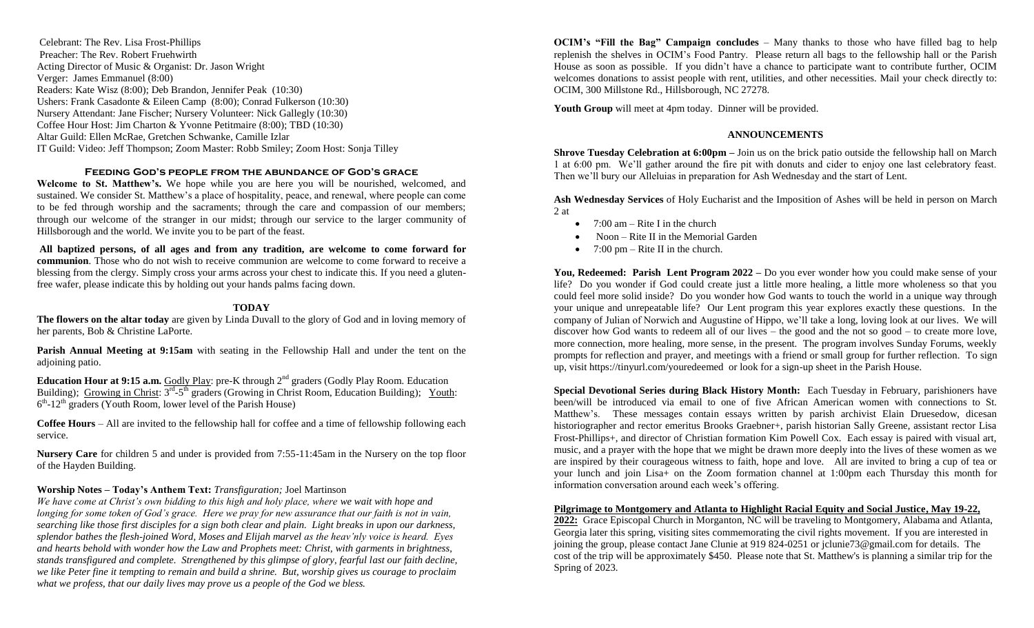Celebrant: The Rev. Lisa Frost-Phillips
Preacher: The Rev. Robert Fruehwirth
Acting Director of Music & Organist: Dr. Jason Wright
Verger: James Emmanuel (8:00)
Readers: Kate Wisz (8:00); Deb Brandon, Jennifer Peak (10:30)
Ushers: Frank Casadonte & Eileen Camp (8:00); Conrad Fulkerson (10:30)
Nursery Attendant: Jane Fischer; Nursery Volunteer: Nick Gallegly (10:30)
Coffee Hour Host: Jim Charton & Yvonne Petitmaire (8:00); TBD (10:30)
Altar Guild: Ellen McRae, Gretchen Schwanke, Camille Izlar
IT Guild: Video: Jeff Thompson; Zoom Master: Robb Smiley; Zoom Host: Sonja Tilley

## Feeding God's people from the abundance of God's grace

**Welcome to St. Matthew's.** We hope while you are here you will be nourished, welcomed, and sustained. We consider St. Matthew's a place of hospitality, peace, and renewal, where people can come to be fed through worship and the sacraments; through the care and compassion of our members; through our welcome of the stranger in our midst; through our service to the larger community of Hillsborough and the world. We invite you to be part of the feast.

**All baptized persons, of all ages and from any tradition, are welcome to come forward for communion**. Those who do not wish to receive communion are welcome to come forward to receive a blessing from the clergy. Simply cross your arms across your chest to indicate this. If you need a gluten-free wafer, please indicate this by holding out your hands palms facing down.

## TODAY

**The flowers on the altar today** are given by Linda Duvall to the glory of God and in loving memory of her parents, Bob & Christine LaPorte.

**Parish Annual Meeting at 9:15am** with seating in the Fellowship Hall and under the tent on the adjoining patio.

**Education Hour at 9:15 a.m.** Godly Play: pre-K through 2nd graders (Godly Play Room. Education Building); Growing in Christ: 3rd-5th graders (Growing in Christ Room, Education Building); Youth: 6th-12th graders (Youth Room, lower level of the Parish House)

**Coffee Hours** – All are invited to the fellowship hall for coffee and a time of fellowship following each service.

**Nursery Care** for children 5 and under is provided from 7:55-11:45am in the Nursery on the top floor of the Hayden Building.

**Worship Notes – Today's Anthem Text:** *Transfiguration;* Joel Martinson

*We have come at Christ's own bidding to this high and holy place, where we wait with hope and longing for some token of God's grace. Here we pray for new assurance that our faith is not in vain, searching like those first disciples for a sign both clear and plain. Light breaks in upon our darkness, splendor bathes the flesh-joined Word, Moses and Elijah marvel as the heav'nly voice is heard. Eyes and hearts behold with wonder how the Law and Prophets meet: Christ, with garments in brightness, stands transfigured and complete. Strengthened by this glimpse of glory, fearful last our faith decline, we like Peter fine it tempting to remain and build a shrine. But, worship gives us courage to proclaim what we profess, that our daily lives may prove us a people of the God we bless.*

**OCIM's "Fill the Bag" Campaign concludes** – Many thanks to those who have filled bag to help replenish the shelves in OCIM's Food Pantry. Please return all bags to the fellowship hall or the Parish House as soon as possible. If you didn't have a chance to participate want to contribute further, OCIM welcomes donations to assist people with rent, utilities, and other necessities. Mail your check directly to: OCIM, 300 Millstone Rd., Hillsborough, NC 27278.

**Youth Group** will meet at 4pm today. Dinner will be provided.

## ANNOUNCEMENTS

**Shrove Tuesday Celebration at 6:00pm –** Join us on the brick patio outside the fellowship hall on March 1 at 6:00 pm. We'll gather around the fire pit with donuts and cider to enjoy one last celebratory feast. Then we'll bury our Alleluias in preparation for Ash Wednesday and the start of Lent.

**Ash Wednesday Services** of Holy Eucharist and the Imposition of Ashes will be held in person on March 2 at

- 7:00 am – Rite I in the church
- Noon – Rite II in the Memorial Garden
- 7:00 pm – Rite II in the church.

**You, Redeemed: Parish Lent Program 2022 –** Do you ever wonder how you could make sense of your life? Do you wonder if God could create just a little more healing, a little more wholeness so that you could feel more solid inside? Do you wonder how God wants to touch the world in a unique way through your unique and unrepeatable life? Our Lent program this year explores exactly these questions. In the company of Julian of Norwich and Augustine of Hippo, we'll take a long, loving look at our lives. We will discover how God wants to redeem all of our lives – the good and the not so good – to create more love, more connection, more healing, more sense, in the present. The program involves Sunday Forums, weekly prompts for reflection and prayer, and meetings with a friend or small group for further reflection. To sign up, visit https://tinyurl.com/youredeemed or look for a sign-up sheet in the Parish House.

**Special Devotional Series during Black History Month:** Each Tuesday in February, parishioners have been/will be introduced via email to one of five African American women with connections to St. Matthew's. These messages contain essays written by parish archivist Elain Druesedow, dicesan historiographer and rector emeritus Brooks Graebner+, parish historian Sally Greene, assistant rector Lisa Frost-Phillips+, and director of Christian formation Kim Powell Cox. Each essay is paired with visual art, music, and a prayer with the hope that we might be drawn more deeply into the lives of these women as we are inspired by their courageous witness to faith, hope and love. All are invited to bring a cup of tea or your lunch and join Lisa+ on the Zoom formation channel at 1:00pm each Thursday this month for information conversation around each week's offering.

**Pilgrimage to Montgomery and Atlanta to Highlight Racial Equity and Social Justice, May 19-22, 2022:** Grace Episcopal Church in Morganton, NC will be traveling to Montgomery, Alabama and Atlanta, Georgia later this spring, visiting sites commemorating the civil rights movement. If you are interested in joining the group, please contact Jane Clunie at 919 824-0251 or jclunie73@gmail.com for details. The cost of the trip will be approximately $450. Please note that St. Matthew's is planning a similar trip for the Spring of 2023.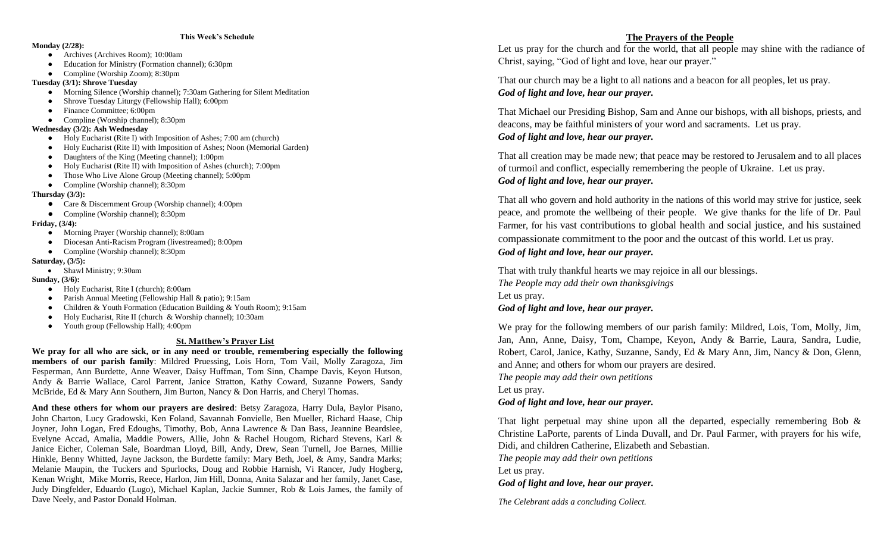### This Week's Schedule

**Monday (2/28):**

- Archives (Archives Room); 10:00am
- Education for Ministry (Formation channel); 6:30pm
- Compline (Worship Zoom); 8:30pm

**Tuesday (3/1): Shrove Tuesday**

- Morning Silence (Worship channel); 7:30am Gathering for Silent Meditation
- Shrove Tuesday Liturgy (Fellowship Hall); 6:00pm
- Finance Committee; 6:00pm
- Compline (Worship channel); 8:30pm

**Wednesday (3/2): Ash Wednesday**

- Holy Eucharist (Rite I) with Imposition of Ashes; 7:00 am (church)
- Holy Eucharist (Rite II) with Imposition of Ashes; Noon (Memorial Garden)
- Daughters of the King (Meeting channel); 1:00pm
- Holy Eucharist (Rite II) with Imposition of Ashes (church); 7:00pm
- Those Who Live Alone Group (Meeting channel); 5:00pm
- Compline (Worship channel); 8:30pm

**Thursday (3/3):**

- Care & Discernment Group (Worship channel); 4:00pm
- Compline (Worship channel); 8:30pm

**Friday, (3/4):**

- Morning Prayer (Worship channel); 8:00am
- Diocesan Anti-Racism Program (livestreamed); 8:00pm
- Compline (Worship channel); 8:30pm

**Saturday, (3/5):**

- Shawl Ministry; 9:30am

**Sunday, (3/6):**

- Holy Eucharist, Rite I (church); 8:00am
- Parish Annual Meeting (Fellowship Hall & patio); 9:15am
- Children & Youth Formation (Education Building & Youth Room); 9:15am
- Holy Eucharist, Rite II (church & Worship channel); 10:30am
- Youth group (Fellowship Hall); 4:00pm

### St. Matthew's Prayer List

**We pray for all who are sick, or in any need or trouble, remembering especially the following members of our parish family**: Mildred Pruessing, Lois Horn, Tom Vail, Molly Zaragoza, Jim Fesperman, Ann Burdette, Anne Weaver, Daisy Huffman, Tom Sinn, Champe Davis, Keyon Hutson, Andy & Barrie Wallace, Carol Parrent, Janice Stratton, Kathy Coward, Suzanne Powers, Sandy McBride, Ed & Mary Ann Southern, Jim Burton, Nancy & Don Harris, and Cheryl Thomas.

**And these others for whom our prayers are desired**: Betsy Zaragoza, Harry Dula, Baylor Pisano, John Charton, Lucy Gradowski, Ken Foland, Savannah Fonvielle, Ben Mueller, Richard Haase, Chip Joyner, John Logan, Fred Edoughs, Timothy, Bob, Anna Lawrence & Dan Bass, Jeannine Beardslee, Evelyne Accad, Amalia, Maddie Powers, Allie, John & Rachel Hougom, Richard Stevens, Karl & Janice Eicher, Coleman Sale, Boardman Lloyd, Bill, Andy, Drew, Sean Turnell, Joe Barnes, Millie Hinkle, Benny Whitted, Jayne Jackson, the Burdette family: Mary Beth, Joel, & Amy, Sandra Marks; Melanie Maupin, the Tuckers and Spurlocks, Doug and Robbie Harnish, Vi Rancer, Judy Hogberg, Kenan Wright, Mike Morris, Reece, Harlon, Jim Hill, Donna, Anita Salazar and her family, Janet Case, Judy Dingfelder, Eduardo (Lugo), Michael Kaplan, Jackie Sumner, Rob & Lois James, the family of Dave Neely, and Pastor Donald Holman.

### The Prayers of the People

Let us pray for the church and for the world, that all people may shine with the radiance of Christ, saying, "God of light and love, hear our prayer."

That our church may be a light to all nations and a beacon for all peoples, let us pray.
***God of light and love, hear our prayer.***

That Michael our Presiding Bishop, Sam and Anne our bishops, with all bishops, priests, and deacons, may be faithful ministers of your word and sacraments. Let us pray.
***God of light and love, hear our prayer.***

That all creation may be made new; that peace may be restored to Jerusalem and to all places of turmoil and conflict, especially remembering the people of Ukraine. Let us pray.
***God of light and love, hear our prayer.***

That all who govern and hold authority in the nations of this world may strive for justice, seek peace, and promote the wellbeing of their people. We give thanks for the life of Dr. Paul Farmer, for his vast contributions to global health and social justice, and his sustained compassionate commitment to the poor and the outcast of this world. Let us pray.
***God of light and love, hear our prayer.***

That with truly thankful hearts we may rejoice in all our blessings.
*The People may add their own thanksgivings*
Let us pray.
***God of light and love, hear our prayer.***

We pray for the following members of our parish family: Mildred, Lois, Tom, Molly, Jim, Jan, Ann, Anne, Daisy, Tom, Champe, Keyon, Andy & Barrie, Laura, Sandra, Ludie, Robert, Carol, Janice, Kathy, Suzanne, Sandy, Ed & Mary Ann, Jim, Nancy & Don, Glenn, and Anne; and others for whom our prayers are desired.
*The people may add their own petitions*
Let us pray.
***God of light and love, hear our prayer.***

That light perpetual may shine upon all the departed, especially remembering Bob & Christine LaPorte, parents of Linda Duvall, and Dr. Paul Farmer, with prayers for his wife, Didi, and children Catherine, Elizabeth and Sebastian.
*The people may add their own petitions*
Let us pray.
***God of light and love, hear our prayer.***

*The Celebrant adds a concluding Collect.*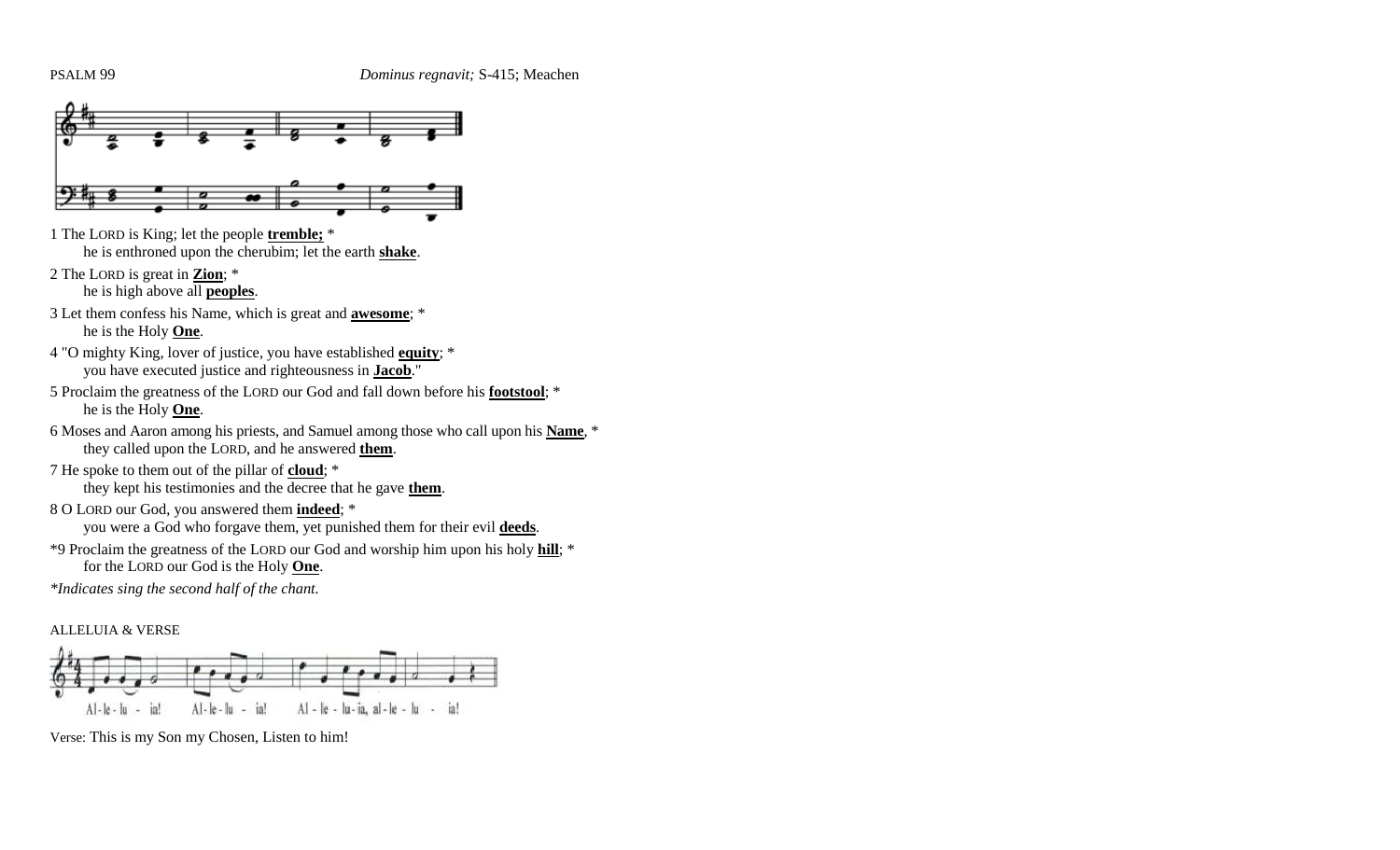PSALM 99 *Dominus regnavit;* S-415; Meachen

1 The LORD is King; let the people **tremble;** *
he is enthroned upon the cherubim; let the earth **shake**.

2 The LORD is great in **Zion**; *
he is high above all **peoples**.

3 Let them confess his Name, which is great and **awesome**; *
he is the Holy **One**.

4 "O mighty King, lover of justice, you have established **equity**; *
you have executed justice and righteousness in **Jacob**."

5 Proclaim the greatness of the LORD our God and fall down before his **footstool**; *
he is the Holy **One**.

6 Moses and Aaron among his priests, and Samuel among those who call upon his **Name**, *
they called upon the LORD, and he answered **them**.

7 He spoke to them out of the pillar of **cloud**; *
they kept his testimonies and the decree that he gave **them**.

8 O LORD our God, you answered them **indeed**; *
you were a God who forgave them, yet punished them for their evil **deeds**.

*9 Proclaim the greatness of the LORD our God and worship him upon his holy **hill**; *
for the LORD our God is the Holy **One**.

*\*Indicates sing the second half of the chant.*

ALLELUIA & VERSE

Al-le-lu - ia! Al-le-lu - ia! Al - le - lu-ia, al-le - lu - ia!

Verse: This is my Son my Chosen, Listen to him!